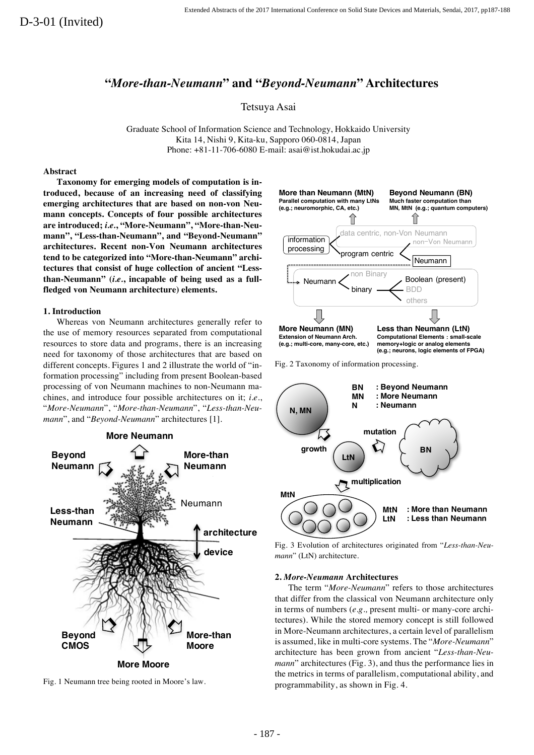D-3-01 (Invited)

# "*More-than-Neumann*" and "*Beyond-Neumann*" Architectures

Tetsuya Asai

Graduate School of Information Science and Technology, Hokkaido University
Kita 14, Nishi 9, Kita-ku, Sapporo 060-0814, Japan
Phone: +81-11-706-6080 E-mail: asai@ist.hokudai.ac.jp

### Abstract

**Taxonomy for emerging models of computation is introduced, because of an increasing need of classifying emerging architectures that are based on non-von Neumann concepts. Concepts of four possible architectures are introduced; *i.e.*, "More-Neumann", "More-than-Neumann", "Less-than-Neumann", and "Beyond-Neumann" architectures. Recent non-Von Neumann architectures tend to be categorized into "More-than-Neumann" architectures that consist of huge collection of ancient "Less-than-Neumann" (*i.e.*, incapable of being used as a full-fledged von Neumann architecture) elements.**

### 1. Introduction

Whereas von Neumann architectures generally refer to the use of memory resources separated from computational resources to store data and programs, there is an increasing need for taxonomy of those architectures that are based on different concepts. Figures 1 and 2 illustrate the world of "information processing" including from present Boolean-based processing of von Neumann machines to non-Neumann machines, and introduce four possible architectures on it; *i.e.*, "*More-Neumann*", "*More-than-Neumann*", "*Less-than-Neumann*", and "*Beyond-Neumann*" architectures [1].

Fig. 1 Neumann tree being rooted in Moore's law.

Fig. 2 Taxonomy of information processing.

Fig. 3 Evolution of architectures originated from "*Less-than-Neumann*" (LtN) architecture.

### 2. *More-Neumann* Architectures

The term "*More-Neumann*" refers to those architectures that differ from the classical von Neumann architecture only in terms of numbers (*e.g.*, present multi- or many-core architectures). While the stored memory concept is still followed in More-Neumann architectures, a certain level of parallelism is assumed, like in multi-core systems. The "*More-Neumann*" architecture has been grown from ancient "*Less-than-Neumann*" architectures (Fig. 3), and thus the performance lies in the metrics in terms of parallelism, computational ability, and programmability, as shown in Fig. 4.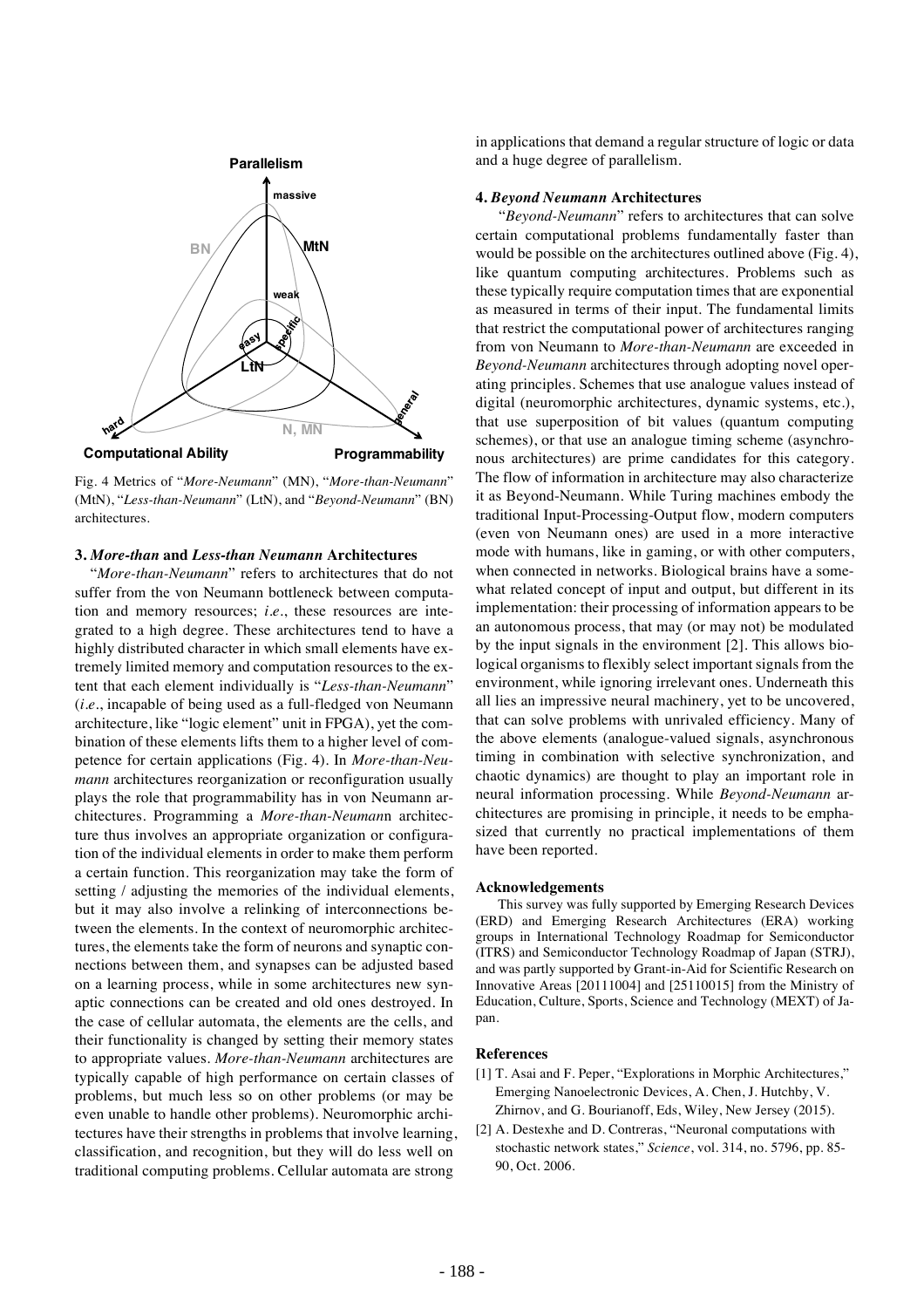Parallelism

massive

BN

MtN

weak

easy

specific

LtN

general

hard

N, MN

Computational Ability

Programmability

Fig. 4 Metrics of "*More-Neumann*" (MN), "*More-than-Neumann*" (MtN), "*Less-than-Neumann*" (LtN), and "*Beyond-Neumann*" (BN) architectures.

## 3. *More-than* and *Less-than Neumann* Architectures

"*More-than-Neumann*" refers to architectures that do not suffer from the von Neumann bottleneck between computation and memory resources; *i.e.*, these resources are integrated to a high degree. These architectures tend to have a highly distributed character in which small elements have extremely limited memory and computation resources to the extent that each element individually is "*Less-than-Neumann*" (*i.e.*, incapable of being used as a full-fledged von Neumann architecture, like "logic element" unit in FPGA), yet the combination of these elements lifts them to a higher level of competence for certain applications (Fig. 4). In *More-than-Neumann* architectures reorganization or reconfiguration usually plays the role that programmability has in von Neumann architectures. Programming a *More-than-Neuman*n architecture thus involves an appropriate organization or configuration of the individual elements in order to make them perform a certain function. This reorganization may take the form of setting / adjusting the memories of the individual elements, but it may also involve a relinking of interconnections between the elements. In the context of neuromorphic architectures, the elements take the form of neurons and synaptic connections between them, and synapses can be adjusted based on a learning process, while in some architectures new synaptic connections can be created and old ones destroyed. In the case of cellular automata, the elements are the cells, and their functionality is changed by setting their memory states to appropriate values. *More-than-Neumann* architectures are typically capable of high performance on certain classes of problems, but much less so on other problems (or may be even unable to handle other problems). Neuromorphic architectures have their strengths in problems that involve learning, classification, and recognition, but they will do less well on traditional computing problems. Cellular automata are strong in applications that demand a regular structure of logic or data and a huge degree of parallelism.

## 4. *Beyond Neumann* Architectures

"*Beyond-Neumann*" refers to architectures that can solve certain computational problems fundamentally faster than would be possible on the architectures outlined above (Fig. 4), like quantum computing architectures. Problems such as these typically require computation times that are exponential as measured in terms of their input. The fundamental limits that restrict the computational power of architectures ranging from von Neumann to *More-than-Neumann* are exceeded in *Beyond-Neumann* architectures through adopting novel operating principles. Schemes that use analogue values instead of digital (neuromorphic architectures, dynamic systems, etc.), that use superposition of bit values (quantum computing schemes), or that use an analogue timing scheme (asynchronous architectures) are prime candidates for this category. The flow of information in architecture may also characterize it as Beyond-Neumann. While Turing machines embody the traditional Input-Processing-Output flow, modern computers (even von Neumann ones) are used in a more interactive mode with humans, like in gaming, or with other computers, when connected in networks. Biological brains have a somewhat related concept of input and output, but different in its implementation: their processing of information appears to be an autonomous process, that may (or may not) be modulated by the input signals in the environment [2]. This allows biological organisms to flexibly select important signals from the environment, while ignoring irrelevant ones. Underneath this all lies an impressive neural machinery, yet to be uncovered, that can solve problems with unrivaled efficiency. Many of the above elements (analogue-valued signals, asynchronous timing in combination with selective synchronization, and chaotic dynamics) are thought to play an important role in neural information processing. While *Beyond-Neumann* architectures are promising in principle, it needs to be emphasized that currently no practical implementations of them have been reported.

## Acknowledgements

This survey was fully supported by Emerging Research Devices (ERD) and Emerging Research Architectures (ERA) working groups in International Technology Roadmap for Semiconductor (ITRS) and Semiconductor Technology Roadmap of Japan (STRJ), and was partly supported by Grant-in-Aid for Scientific Research on Innovative Areas [20111004] and [25110015] from the Ministry of Education, Culture, Sports, Science and Technology (MEXT) of Japan.

## References

[1] T. Asai and F. Peper, "Explorations in Morphic Architectures," Emerging Nanoelectronic Devices, A. Chen, J. Hutchby, V. Zhirnov, and G. Bourianoff, Eds, Wiley, New Jersey (2015).

[2] A. Destexhe and D. Contreras, "Neuronal computations with stochastic network states," *Science*, vol. 314, no. 5796, pp. 85-90, Oct. 2006.